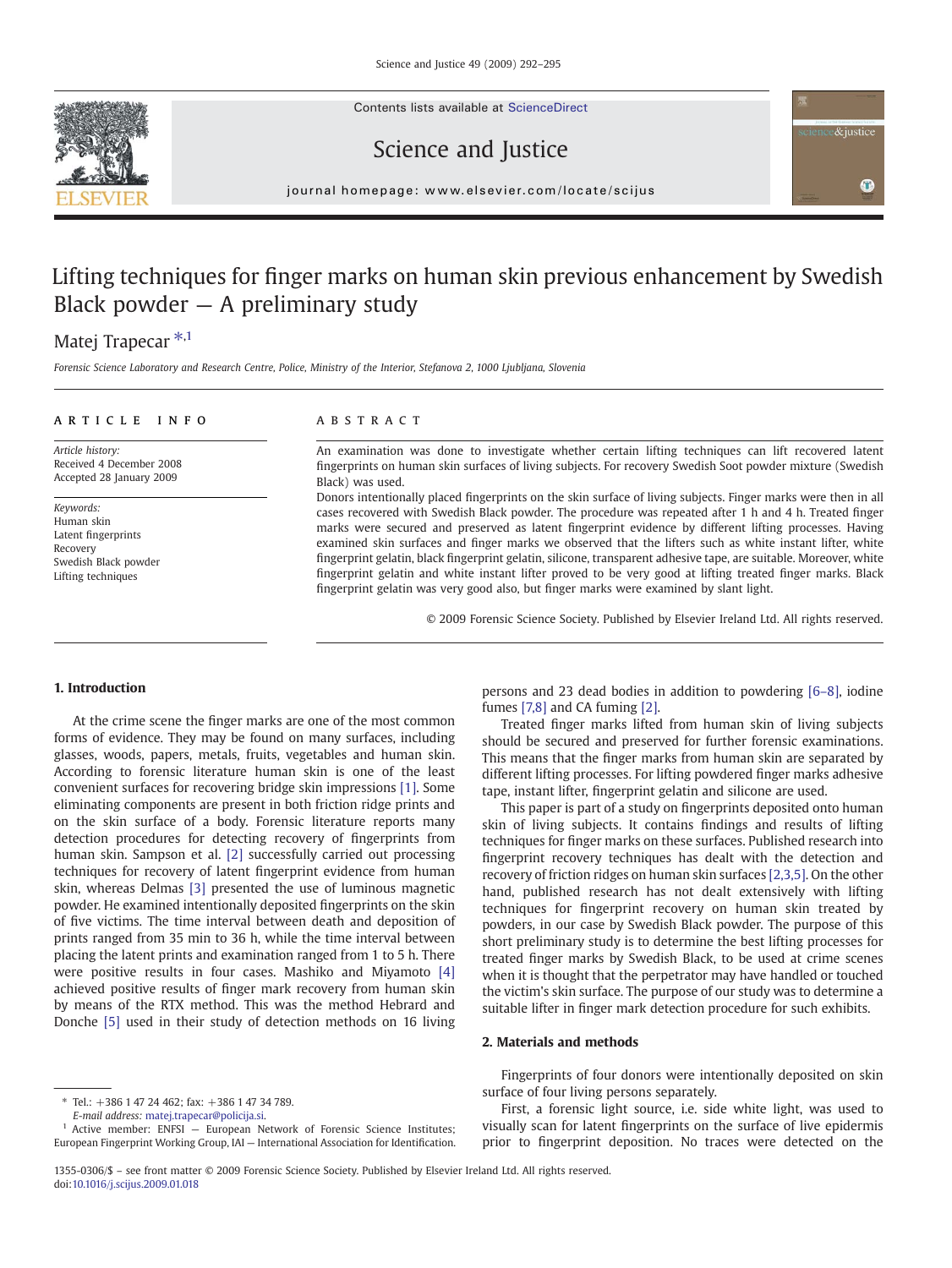# Lifting techniques for finger marks on human skin previous enhancement by Swedish Black powder — A preliminary study

Matej Trapecar *,[1]

*Forensic Science Laboratory and Research Centre, Police, Ministry of the Interior, Stefanova 2, 1000 Ljubljana, Slovenia*

## ARTICLE INFO

*Article history:*
Received 4 December 2008
Accepted 28 January 2009

*Keywords:*
Human skin
Latent fingerprints
Recovery
Swedish Black powder
Lifting techniques

## ABSTRACT

An examination was done to investigate whether certain lifting techniques can lift recovered latent fingerprints on human skin surfaces of living subjects. For recovery Swedish Soot powder mixture (Swedish Black) was used.

Donors intentionally placed fingerprints on the skin surface of living subjects. Finger marks were then in all cases recovered with Swedish Black powder. The procedure was repeated after 1 h and 4 h. Treated finger marks were secured and preserved as latent fingerprint evidence by different lifting processes. Having examined skin surfaces and finger marks we observed that the lifters such as white instant lifter, white fingerprint gelatin, black fingerprint gelatin, silicone, transparent adhesive tape, are suitable. Moreover, white fingerprint gelatin and white instant lifter proved to be very good at lifting treated finger marks. Black fingerprint gelatin was very good also, but finger marks were examined by slant light.

© 2009 Forensic Science Society. Published by Elsevier Ireland Ltd. All rights reserved.

## 1. Introduction

At the crime scene the finger marks are one of the most common forms of evidence. They may be found on many surfaces, including glasses, woods, papers, metals, fruits, vegetables and human skin. According to forensic literature human skin is one of the least convenient surfaces for recovering bridge skin impressions [1]. Some eliminating components are present in both friction ridge prints and on the skin surface of a body. Forensic literature reports many detection procedures for detecting recovery of fingerprints from human skin. Sampson et al. [2] successfully carried out processing techniques for recovery of latent fingerprint evidence from human skin, whereas Delmas [3] presented the use of luminous magnetic powder. He examined intentionally deposited fingerprints on the skin of five victims. The time interval between death and deposition of prints ranged from 35 min to 36 h, while the time interval between placing the latent prints and examination ranged from 1 to 5 h. There were positive results in four cases. Mashiko and Miyamoto [4] achieved positive results of finger mark recovery from human skin by means of the RTX method. This was the method Hebrard and Donche [5] used in their study of detection methods on 16 living persons and 23 dead bodies in addition to powdering [6–8], iodine fumes [7,8] and CA fuming [2].

Treated finger marks lifted from human skin of living subjects should be secured and preserved for further forensic examinations. This means that the finger marks from human skin are separated by different lifting processes. For lifting powdered finger marks adhesive tape, instant lifter, fingerprint gelatin and silicone are used.

This paper is part of a study on fingerprints deposited onto human skin of living subjects. It contains findings and results of lifting techniques for finger marks on these surfaces. Published research into fingerprint recovery techniques has dealt with the detection and recovery of friction ridges on human skin surfaces [2,3,5]. On the other hand, published research has not dealt extensively with lifting techniques for fingerprint recovery on human skin treated by powders, in our case by Swedish Black powder. The purpose of this short preliminary study is to determine the best lifting processes for treated finger marks by Swedish Black, to be used at crime scenes when it is thought that the perpetrator may have handled or touched the victim's skin surface. The purpose of our study was to determine a suitable lifter in finger mark detection procedure for such exhibits.

## 2. Materials and methods

Fingerprints of four donors were intentionally deposited on skin surface of four living persons separately.

First, a forensic light source, i.e. side white light, was used to visually scan for latent fingerprints on the surface of live epidermis prior to fingerprint deposition. No traces were detected on the

---

\* Tel.: +386 1 47 24 462; fax: +386 1 47 34 789.
*E-mail address:* matej.trapecar@policija.si.
[1] Active member: ENFSI — European Network of Forensic Science Institutes; European Fingerprint Working Group, IAI — International Association for Identification.

1355-0306/$ – see front matter © 2009 Forensic Science Society. Published by Elsevier Ireland Ltd. All rights reserved.
doi:10.1016/j.scijus.2009.01.018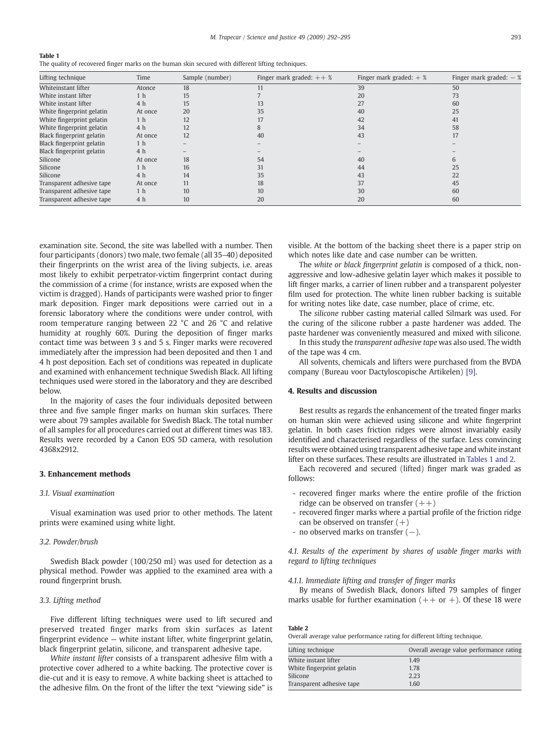**Table 1**
The quality of recovered finger marks on the human skin secured with different lifting techniques.

| Lifting technique | Time | Sample (number) | Finger mark graded: ++ % | Finger mark graded: + % | Finger mark graded: − % |
|---|---|---|---|---|---|
| Whiteinstant lifter | Atonce | 18 | 11 | 39 | 50 |
| White instant lifter | 1 h | 15 | 7 | 20 | 73 |
| White instant lifter | 4 h | 15 | 13 | 27 | 60 |
| White fingerprint gelatin | At once | 20 | 35 | 40 | 25 |
| White fingerprint gelatin | 1 h | 12 | 17 | 42 | 41 |
| White fingerprint gelatin | 4 h | 12 | 8 | 34 | 58 |
| Black fingerprint gelatin | At once | 12 | 40 | 43 | 17 |
| Black fingerprint gelatin | 1 h | – | – | – | – |
| Black fingerprint gelatin | 4 h | – | – | – | – |
| Silicone | At once | 18 | 54 | 40 | 6 |
| Silicone | 1 h | 16 | 31 | 44 | 25 |
| Silicone | 4 h | 14 | 35 | 43 | 22 |
| Transparent adhesive tape | At once | 11 | 18 | 37 | 45 |
| Transparent adhesive tape | 1 h | 10 | 10 | 30 | 60 |
| Transparent adhesive tape | 4 h | 10 | 20 | 20 | 60 |

examination site. Second, the site was labelled with a number. Then four participants (donors) two male, two female (all 35–40) deposited their fingerprints on the wrist area of the living subjects, i.e. areas most likely to exhibit perpetrator-victim fingerprint contact during the commission of a crime (for instance, wrists are exposed when the victim is dragged). Hands of participants were washed prior to finger mark deposition. Finger mark depositions were carried out in a forensic laboratory where the conditions were under control, with room temperature ranging between 22 °C and 26 °C and relative humidity at roughly 60%. During the deposition of finger marks contact time was between 3 s and 5 s. Finger marks were recovered immediately after the impression had been deposited and then 1 and 4 h post deposition. Each set of conditions was repeated in duplicate and examined with enhancement technique Swedish Black. All lifting techniques used were stored in the laboratory and they are described below.

In the majority of cases the four individuals deposited between three and five sample finger marks on human skin surfaces. There were about 79 samples available for Swedish Black. The total number of all samples for all procedures carried out at different times was 183. Results were recorded by a Canon EOS 5D camera, with resolution 4368x2912.

## 3. Enhancement methods

### 3.1. Visual examination

Visual examination was used prior to other methods. The latent prints were examined using white light.

### 3.2. Powder/brush

Swedish Black powder (100/250 ml) was used for detection as a physical method. Powder was applied to the examined area with a round fingerprint brush.

### 3.3. Lifting method

Five different lifting techniques were used to lift secured and preserved treated finger marks from skin surfaces as latent fingerprint evidence — white instant lifter, white fingerprint gelatin, black fingerprint gelatin, silicone, and transparent adhesive tape.

*White instant lifter* consists of a transparent adhesive film with a protective cover adhered to a white backing. The protective cover is die-cut and it is easy to remove. A white backing sheet is attached to the adhesive film. On the front of the lifter the text "viewing side" is visible. At the bottom of the backing sheet there is a paper strip on which notes like date and case number can be written.

The *white or black fingerprint gelatin* is composed of a thick, non-aggressive and low-adhesive gelatin layer which makes it possible to lift finger marks, a carrier of linen rubber and a transparent polyester film used for protection. The white linen rubber backing is suitable for writing notes like date, case number, place of crime, etc.

The *silicone* rubber casting material called Silmark was used. For the curing of the silicone rubber a paste hardener was added. The paste hardener was conveniently measured and mixed with silicone.

In this study the *transparent adhesive tape* was also used. The width of the tape was 4 cm.

All solvents, chemicals and lifters were purchased from the BVDA company (Bureau voor Dactyloscopische Artikelen) [9].

## 4. Results and discussion

Best results as regards the enhancement of the treated finger marks on human skin were achieved using silicone and white fingerprint gelatin. In both cases friction ridges were almost invariably easily identified and characterised regardless of the surface. Less convincing results were obtained using transparent adhesive tape and white instant lifter on these surfaces. These results are illustrated in Tables 1 and 2.

Each recovered and secured (lifted) finger mark was graded as follows:

- recovered finger marks where the entire profile of the friction ridge can be observed on transfer (++)
- recovered finger marks where a partial profile of the friction ridge can be observed on transfer (+)
- no observed marks on transfer (−).

### 4.1. Results of the experiment by shares of usable finger marks with regard to lifting techniques

#### 4.1.1. Immediate lifting and transfer of finger marks

By means of Swedish Black, donors lifted 79 samples of finger marks usable for further examination (++ or +). Of these 18 were

**Table 2**
Overall average value performance rating for different lifting technique.

| Lifting technique | Overall average value performance rating |
|---|---|
| White instant lifter | 1.49 |
| White fingerprint gelatin | 1.78 |
| Silicone | 2.23 |
| Transparent adhesive tape | 1.60 |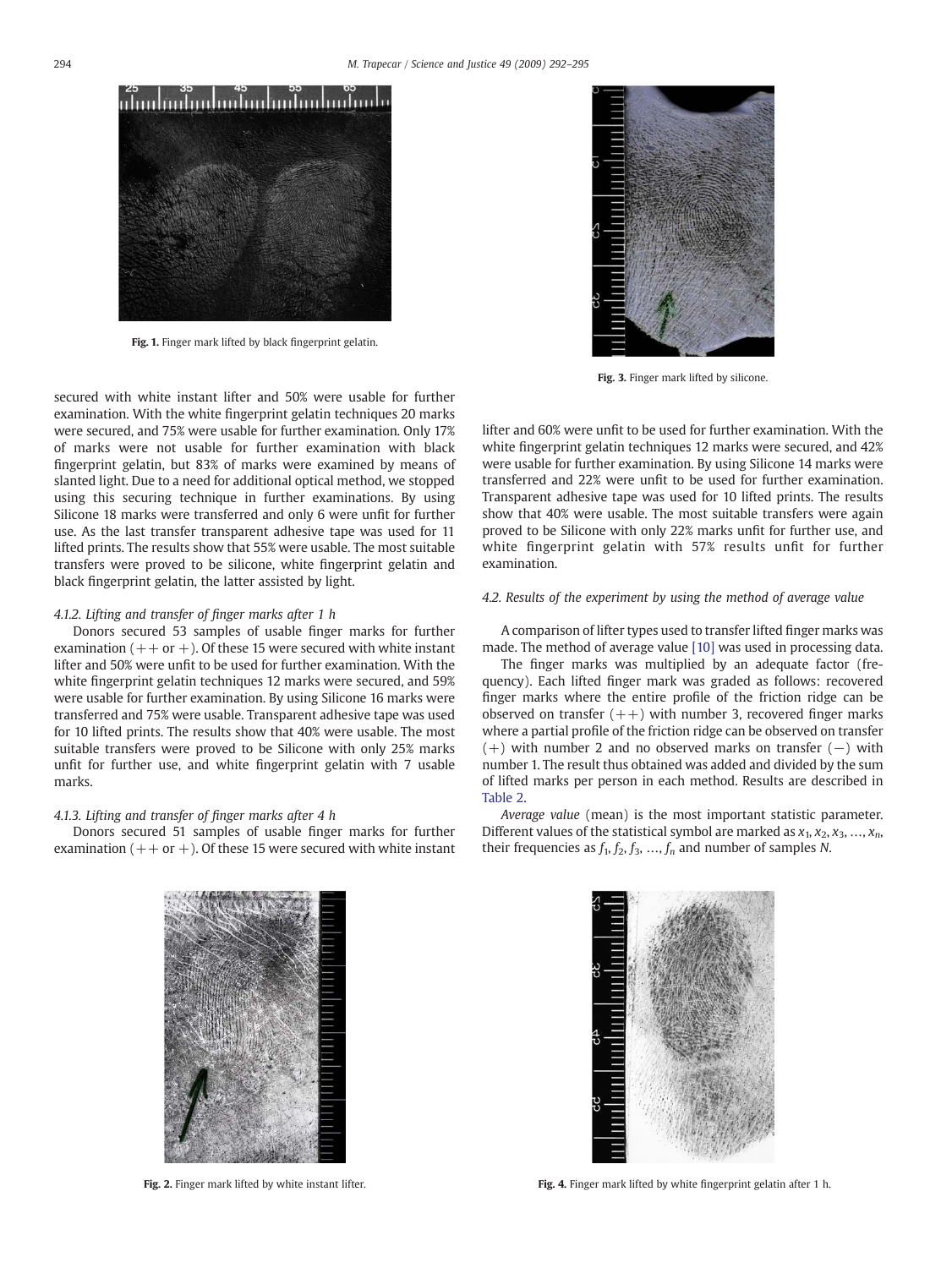Fig. 1. Finger mark lifted by black fingerprint gelatin.

Fig. 3. Finger mark lifted by silicone.

secured with white instant lifter and 50% were usable for further examination. With the white fingerprint gelatin techniques 20 marks were secured, and 75% were usable for further examination. Only 17% of marks were not usable for further examination with black fingerprint gelatin, but 83% of marks were examined by means of slanted light. Due to a need for additional optical method, we stopped using this securing technique in further examinations. By using Silicone 18 marks were transferred and only 6 were unfit for further use. As the last transfer transparent adhesive tape was used for 11 lifted prints. The results show that 55% were usable. The most suitable transfers were proved to be silicone, white fingerprint gelatin and black fingerprint gelatin, the latter assisted by light.

#### 4.1.2. Lifting and transfer of finger marks after 1 h

Donors secured 53 samples of usable finger marks for further examination (++ or +). Of these 15 were secured with white instant lifter and 50% were unfit to be used for further examination. With the white fingerprint gelatin techniques 12 marks were secured, and 59% were usable for further examination. By using Silicone 16 marks were transferred and 75% were usable. Transparent adhesive tape was used for 10 lifted prints. The results show that 40% were usable. The most suitable transfers were proved to be Silicone with only 25% marks unfit for further use, and white fingerprint gelatin with 7 usable marks.

#### 4.1.3. Lifting and transfer of finger marks after 4 h

Donors secured 51 samples of usable finger marks for further examination (++ or +). Of these 15 were secured with white instant lifter and 60% were unfit to be used for further examination. With the white fingerprint gelatin techniques 12 marks were secured, and 42% were usable for further examination. By using Silicone 14 marks were transferred and 22% were unfit to be used for further examination. Transparent adhesive tape was used for 10 lifted prints. The results show that 40% were usable. The most suitable transfers were again proved to be Silicone with only 22% marks unfit for further use, and white fingerprint gelatin with 57% results unfit for further examination.

### 4.2. Results of the experiment by using the method of average value

A comparison of lifter types used to transfer lifted finger marks was made. The method of average value [10] was used in processing data.

The finger marks was multiplied by an adequate factor (frequency). Each lifted finger mark was graded as follows: recovered finger marks where the entire profile of the friction ridge can be observed on transfer (++) with number 3, recovered finger marks where a partial profile of the friction ridge can be observed on transfer (+) with number 2 and no observed marks on transfer (−) with number 1. The result thus obtained was added and divided by the sum of lifted marks per person in each method. Results are described in Table 2.

*Average value* (mean) is the most important statistic parameter. Different values of the statistical symbol are marked as $x_1, x_2, x_3, \ldots, x_n$, their frequencies as $f_1, f_2, f_3, \ldots, f_n$ and number of samples $N$.

Fig. 2. Finger mark lifted by white instant lifter.

Fig. 4. Finger mark lifted by white fingerprint gelatin after 1 h.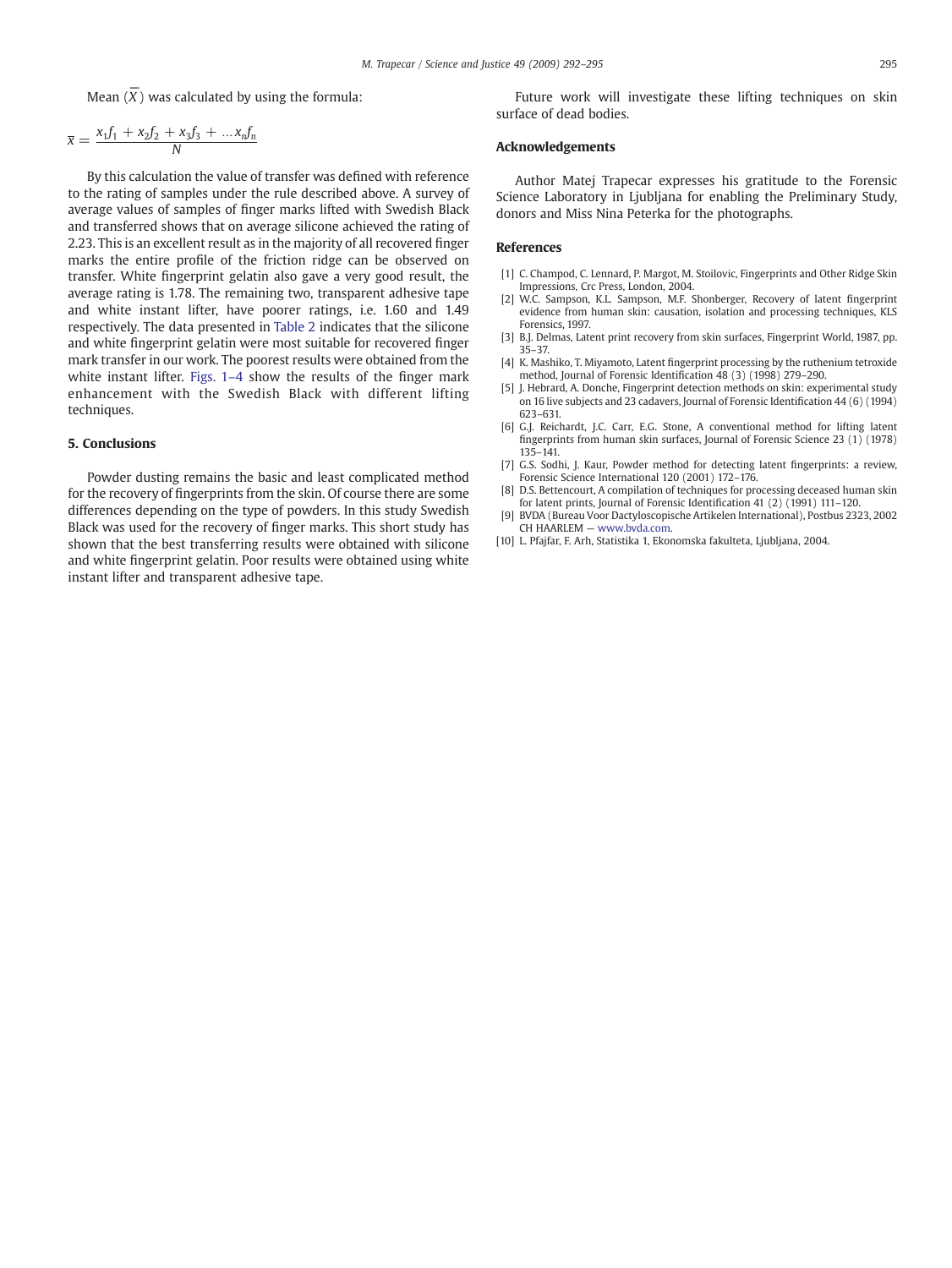Mean ($\overline{X}$) was calculated by using the formula:

$$\overline{x} = \frac{x_1 f_1 + x_2 f_2 + x_3 f_3 + \ldots x_n f_n}{N}$$

By this calculation the value of transfer was defined with reference to the rating of samples under the rule described above. A survey of average values of samples of finger marks lifted with Swedish Black and transferred shows that on average silicone achieved the rating of 2.23. This is an excellent result as in the majority of all recovered finger marks the entire profile of the friction ridge can be observed on transfer. White fingerprint gelatin also gave a very good result, the average rating is 1.78. The remaining two, transparent adhesive tape and white instant lifter, have poorer ratings, i.e. 1.60 and 1.49 respectively. The data presented in Table 2 indicates that the silicone and white fingerprint gelatin were most suitable for recovered finger mark transfer in our work. The poorest results were obtained from the white instant lifter. Figs. 1–4 show the results of the finger mark enhancement with the Swedish Black with different lifting techniques.

## 5. Conclusions

Powder dusting remains the basic and least complicated method for the recovery of fingerprints from the skin. Of course there are some differences depending on the type of powders. In this study Swedish Black was used for the recovery of finger marks. This short study has shown that the best transferring results were obtained with silicone and white fingerprint gelatin. Poor results were obtained using white instant lifter and transparent adhesive tape.

Future work will investigate these lifting techniques on skin surface of dead bodies.

## Acknowledgements

Author Matej Trapecar expresses his gratitude to the Forensic Science Laboratory in Ljubljana for enabling the Preliminary Study, donors and Miss Nina Peterka for the photographs.

## References

[1] C. Champod, C. Lennard, P. Margot, M. Stoilovic, Fingerprints and Other Ridge Skin Impressions, Crc Press, London, 2004.

[2] W.C. Sampson, K.L. Sampson, M.F. Shonberger, Recovery of latent fingerprint evidence from human skin: causation, isolation and processing techniques, KLS Forensics, 1997.

[3] B.J. Delmas, Latent print recovery from skin surfaces, Fingerprint World, 1987, pp. 35–37.

[4] K. Mashiko, T. Miyamoto, Latent fingerprint processing by the ruthenium tetroxide method, Journal of Forensic Identification 48 (3) (1998) 279–290.

[5] J. Hebrard, A. Donche, Fingerprint detection methods on skin: experimental study on 16 live subjects and 23 cadavers, Journal of Forensic Identification 44 (6) (1994) 623–631.

[6] G.J. Reichardt, J.C. Carr, E.G. Stone, A conventional method for lifting latent fingerprints from human skin surfaces, Journal of Forensic Science 23 (1) (1978) 135–141.

[7] G.S. Sodhi, J. Kaur, Powder method for detecting latent fingerprints: a review, Forensic Science International 120 (2001) 172–176.

[8] D.S. Bettencourt, A compilation of techniques for processing deceased human skin for latent prints, Journal of Forensic Identification 41 (2) (1991) 111–120.

[9] BVDA (Bureau Voor Dactyloscopische Artikelen International), Postbus 2323, 2002 CH HAARLEM — www.bvda.com.

[10] L. Pfajfar, F. Arh, Statistika 1, Ekonomska fakulteta, Ljubljana, 2004.